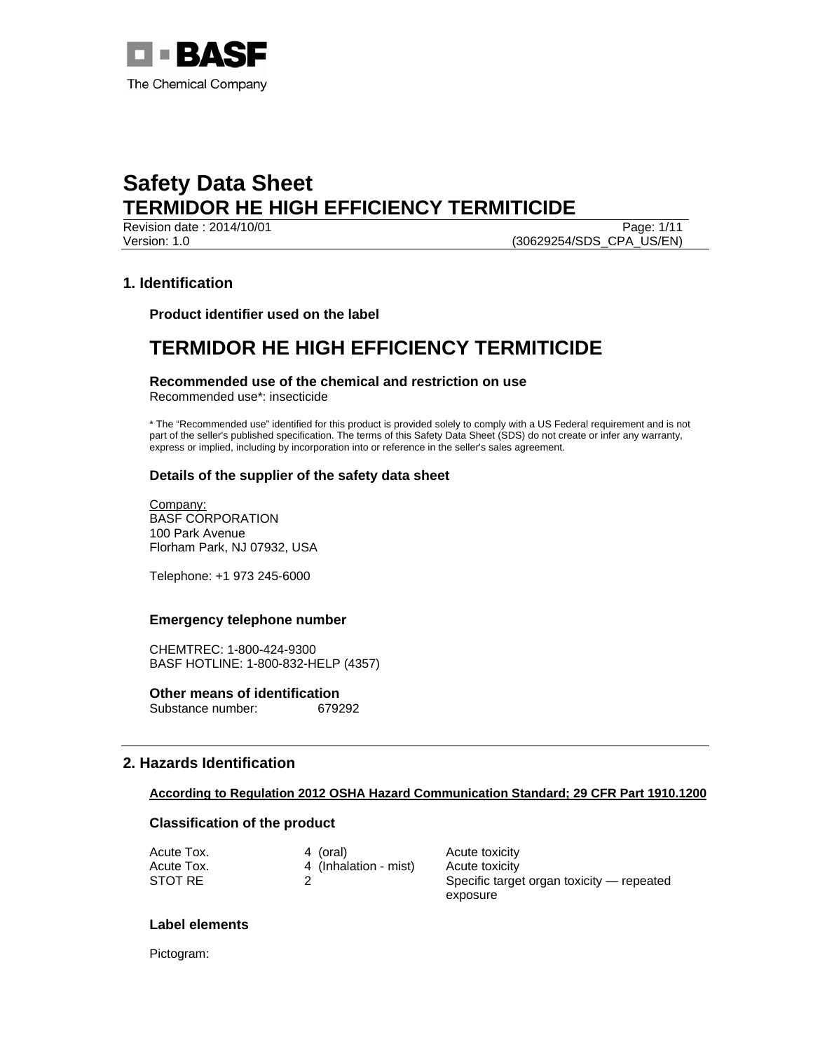BASF
The Chemical Company

# Safety Data Sheet
# TERMIDOR HE HIGH EFFICIENCY TERMITICIDE

Revision date : 2014/10/01
Version: 1.0
(30629254/SDS_CPA_US/EN)

## 1. Identification

### Product identifier used on the label

# TERMIDOR HE HIGH EFFICIENCY TERMITICIDE

### Recommended use of the chemical and restriction on use

Recommended use*: insecticide

* The “Recommended use” identified for this product is provided solely to comply with a US Federal requirement and is not part of the seller's published specification. The terms of this Safety Data Sheet (SDS) do not create or infer any warranty, express or implied, including by incorporation into or reference in the seller's sales agreement.

### Details of the supplier of the safety data sheet

Company:
BASF CORPORATION
100 Park Avenue
Florham Park, NJ 07932, USA

Telephone: +1 973 245-6000

### Emergency telephone number

CHEMTREC: 1-800-424-9300
BASF HOTLINE: 1-800-832-HELP (4357)

### Other means of identification

Substance number: 679292

## 2. Hazards Identification

**According to Regulation 2012 OSHA Hazard Communication Standard; 29 CFR Part 1910.1200**

### Classification of the product

| | | |
|---|---|---|
| Acute Tox. | 4 (oral) | Acute toxicity |
| Acute Tox. | 4 (Inhalation - mist) | Acute toxicity |
| STOT RE | 2 | Specific target organ toxicity — repeated exposure |

### Label elements

Pictogram: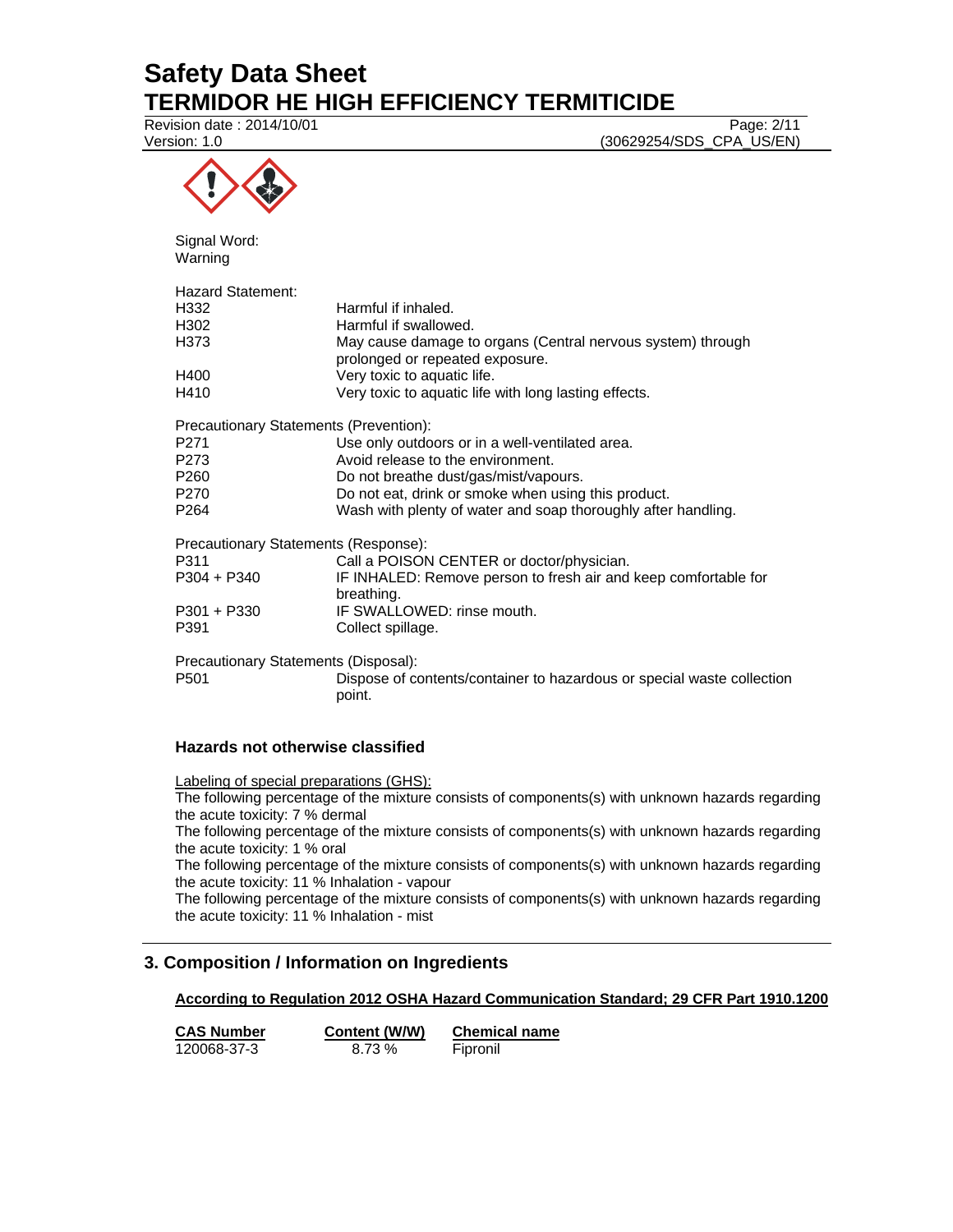Signal Word:
Warning

Hazard Statement:

| | |
|---|---|
| H332 | Harmful if inhaled. |
| H302 | Harmful if swallowed. |
| H373 | May cause damage to organs (Central nervous system) through prolonged or repeated exposure. |
| H400 | Very toxic to aquatic life. |
| H410 | Very toxic to aquatic life with long lasting effects. |

Precautionary Statements (Prevention):

| | |
|---|---|
| P271 | Use only outdoors or in a well-ventilated area. |
| P273 | Avoid release to the environment. |
| P260 | Do not breathe dust/gas/mist/vapours. |
| P270 | Do not eat, drink or smoke when using this product. |
| P264 | Wash with plenty of water and soap thoroughly after handling. |

Precautionary Statements (Response):

| | |
|---|---|
| P311 | Call a POISON CENTER or doctor/physician. |
| P304 + P340 | IF INHALED: Remove person to fresh air and keep comfortable for breathing. |
| P301 + P330 | IF SWALLOWED: rinse mouth. |
| P391 | Collect spillage. |

Precautionary Statements (Disposal):

| | |
|---|---|
| P501 | Dispose of contents/container to hazardous or special waste collection point. |

### Hazards not otherwise classified

Labeling of special preparations (GHS):

The following percentage of the mixture consists of components(s) with unknown hazards regarding the acute toxicity: 7 % dermal

The following percentage of the mixture consists of components(s) with unknown hazards regarding the acute toxicity: 1 % oral

The following percentage of the mixture consists of components(s) with unknown hazards regarding the acute toxicity: 11 % Inhalation - vapour

The following percentage of the mixture consists of components(s) with unknown hazards regarding the acute toxicity: 11 % Inhalation - mist

## 3. Composition / Information on Ingredients

**According to Regulation 2012 OSHA Hazard Communication Standard; 29 CFR Part 1910.1200**

| CAS Number | Content (W/W) | Chemical name |
|---|---|---|
| 120068-37-3 | 8.73 % | Fipronil |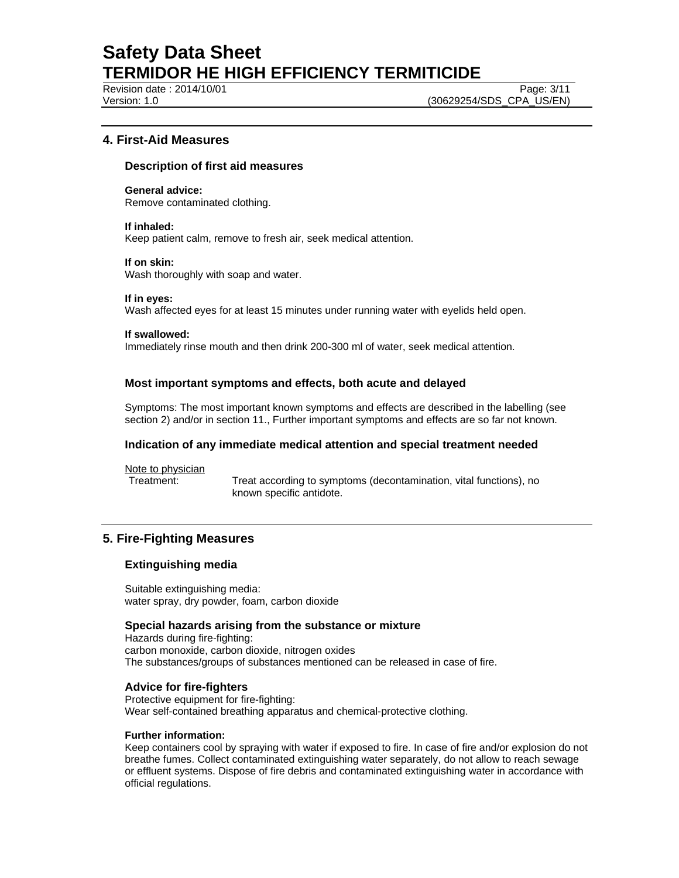## 4. First-Aid Measures

### Description of first aid measures

**General advice:**
Remove contaminated clothing.

**If inhaled:**
Keep patient calm, remove to fresh air, seek medical attention.

**If on skin:**
Wash thoroughly with soap and water.

**If in eyes:**
Wash affected eyes for at least 15 minutes under running water with eyelids held open.

**If swallowed:**
Immediately rinse mouth and then drink 200-300 ml of water, seek medical attention.

### Most important symptoms and effects, both acute and delayed

Symptoms: The most important known symptoms and effects are described in the labelling (see section 2) and/or in section 11., Further important symptoms and effects are so far not known.

### Indication of any immediate medical attention and special treatment needed

Note to physician

Treatment: Treat according to symptoms (decontamination, vital functions), no known specific antidote.

## 5. Fire-Fighting Measures

### Extinguishing media

Suitable extinguishing media:
water spray, dry powder, foam, carbon dioxide

### Special hazards arising from the substance or mixture

Hazards during fire-fighting:
carbon monoxide, carbon dioxide, nitrogen oxides
The substances/groups of substances mentioned can be released in case of fire.

### Advice for fire-fighters

Protective equipment for fire-fighting:
Wear self-contained breathing apparatus and chemical-protective clothing.

**Further information:**
Keep containers cool by spraying with water if exposed to fire. In case of fire and/or explosion do not breathe fumes. Collect contaminated extinguishing water separately, do not allow to reach sewage or effluent systems. Dispose of fire debris and contaminated extinguishing water in accordance with official regulations.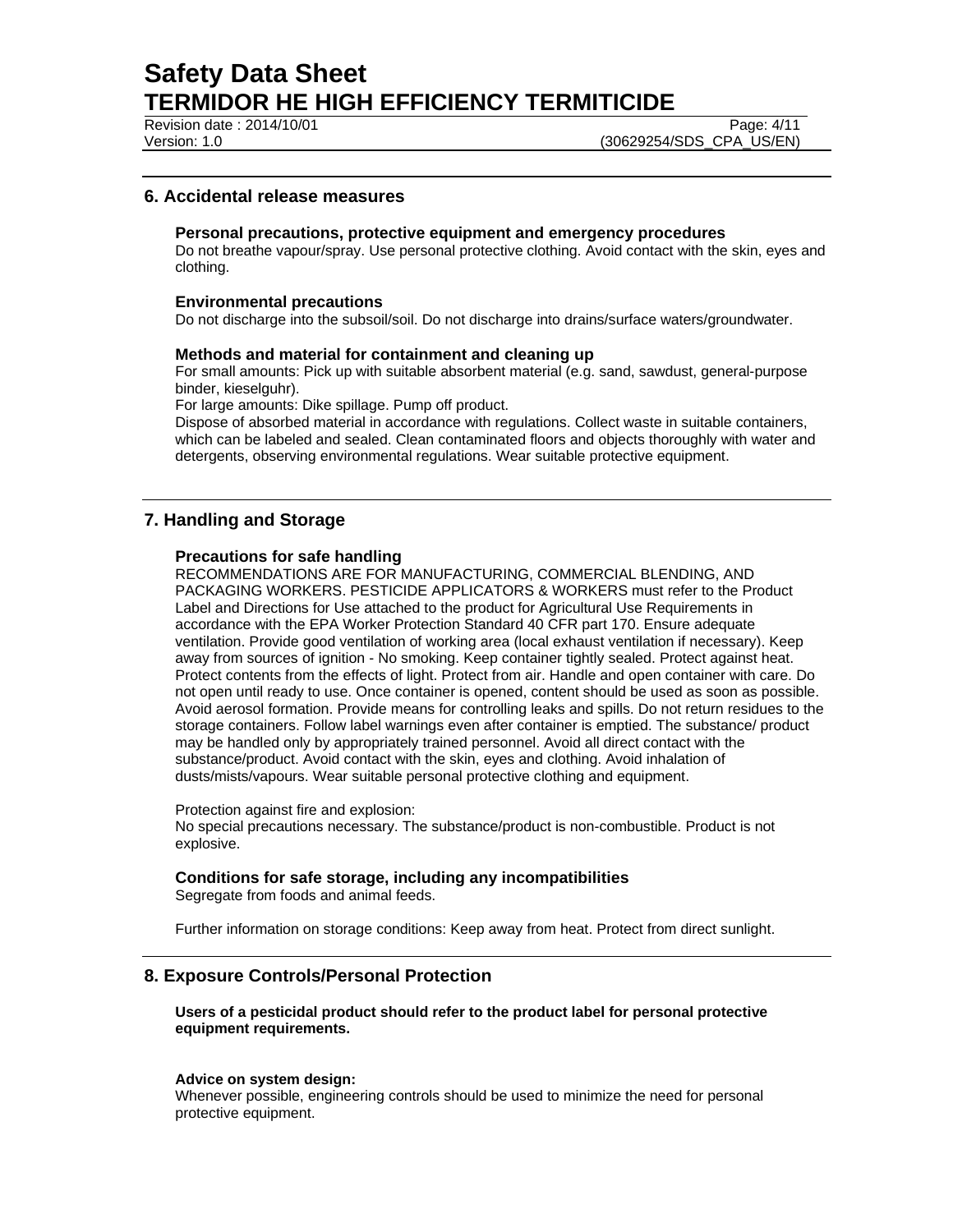## 6. Accidental release measures

### Personal precautions, protective equipment and emergency procedures

Do not breathe vapour/spray. Use personal protective clothing. Avoid contact with the skin, eyes and clothing.

### Environmental precautions

Do not discharge into the subsoil/soil. Do not discharge into drains/surface waters/groundwater.

### Methods and material for containment and cleaning up

For small amounts: Pick up with suitable absorbent material (e.g. sand, sawdust, general-purpose binder, kieselguhr).

For large amounts: Dike spillage. Pump off product.

Dispose of absorbed material in accordance with regulations. Collect waste in suitable containers, which can be labeled and sealed. Clean contaminated floors and objects thoroughly with water and detergents, observing environmental regulations. Wear suitable protective equipment.

## 7. Handling and Storage

### Precautions for safe handling

RECOMMENDATIONS ARE FOR MANUFACTURING, COMMERCIAL BLENDING, AND PACKAGING WORKERS. PESTICIDE APPLICATORS & WORKERS must refer to the Product Label and Directions for Use attached to the product for Agricultural Use Requirements in accordance with the EPA Worker Protection Standard 40 CFR part 170. Ensure adequate ventilation. Provide good ventilation of working area (local exhaust ventilation if necessary). Keep away from sources of ignition - No smoking. Keep container tightly sealed. Protect against heat. Protect contents from the effects of light. Protect from air. Handle and open container with care. Do not open until ready to use. Once container is opened, content should be used as soon as possible. Avoid aerosol formation. Provide means for controlling leaks and spills. Do not return residues to the storage containers. Follow label warnings even after container is emptied. The substance/ product may be handled only by appropriately trained personnel. Avoid all direct contact with the substance/product. Avoid contact with the skin, eyes and clothing. Avoid inhalation of dusts/mists/vapours. Wear suitable personal protective clothing and equipment.

Protection against fire and explosion:

No special precautions necessary. The substance/product is non-combustible. Product is not explosive.

### Conditions for safe storage, including any incompatibilities

Segregate from foods and animal feeds.

Further information on storage conditions: Keep away from heat. Protect from direct sunlight.

## 8. Exposure Controls/Personal Protection

**Users of a pesticidal product should refer to the product label for personal protective equipment requirements.**

**Advice on system design:**

Whenever possible, engineering controls should be used to minimize the need for personal protective equipment.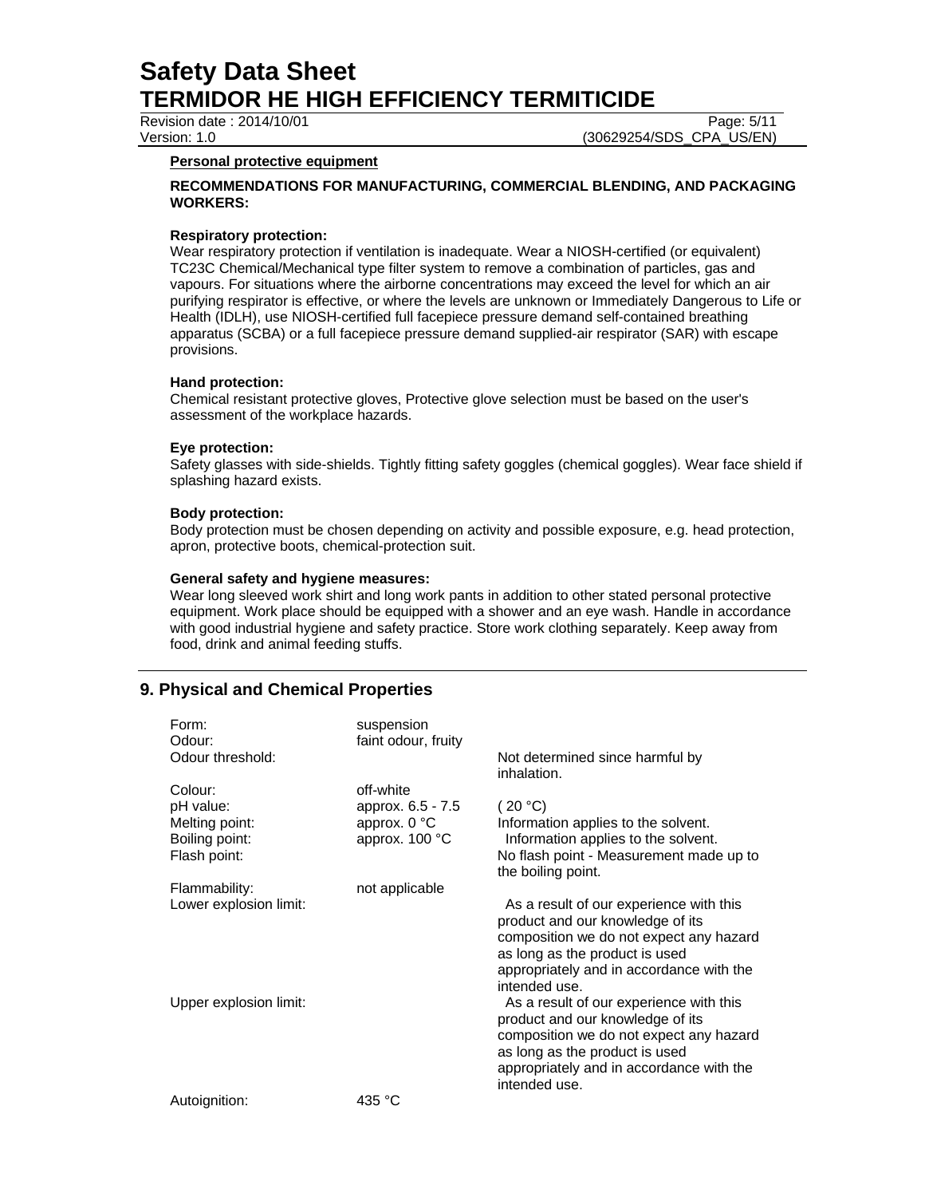**Personal protective equipment**

**RECOMMENDATIONS FOR MANUFACTURING, COMMERCIAL BLENDING, AND PACKAGING WORKERS:**

**Respiratory protection:**
Wear respiratory protection if ventilation is inadequate. Wear a NIOSH-certified (or equivalent) TC23C Chemical/Mechanical type filter system to remove a combination of particles, gas and vapours. For situations where the airborne concentrations may exceed the level for which an air purifying respirator is effective, or where the levels are unknown or Immediately Dangerous to Life or Health (IDLH), use NIOSH-certified full facepiece pressure demand self-contained breathing apparatus (SCBA) or a full facepiece pressure demand supplied-air respirator (SAR) with escape provisions.

**Hand protection:**
Chemical resistant protective gloves, Protective glove selection must be based on the user's assessment of the workplace hazards.

**Eye protection:**
Safety glasses with side-shields. Tightly fitting safety goggles (chemical goggles). Wear face shield if splashing hazard exists.

**Body protection:**
Body protection must be chosen depending on activity and possible exposure, e.g. head protection, apron, protective boots, chemical-protection suit.

**General safety and hygiene measures:**
Wear long sleeved work shirt and long work pants in addition to other stated personal protective equipment. Work place should be equipped with a shower and an eye wash. Handle in accordance with good industrial hygiene and safety practice. Store work clothing separately. Keep away from food, drink and animal feeding stuffs.

## 9. Physical and Chemical Properties

| | | |
|---|---|---|
| Form: | suspension | |
| Odour: | faint odour, fruity | |
| Odour threshold: | | Not determined since harmful by inhalation. |
| Colour: | off-white | |
| pH value: | approx. 6.5 - 7.5 | ( 20 °C) |
| Melting point: | approx. 0 °C | Information applies to the solvent. |
| Boiling point: | approx. 100 °C | Information applies to the solvent. |
| Flash point: | | No flash point - Measurement made up to the boiling point. |
| Flammability: | not applicable | |
| Lower explosion limit: | | As a result of our experience with this product and our knowledge of its composition we do not expect any hazard as long as the product is used appropriately and in accordance with the intended use. |
| Upper explosion limit: | | As a result of our experience with this product and our knowledge of its composition we do not expect any hazard as long as the product is used appropriately and in accordance with the intended use. |
| Autoignition: | 435 °C | |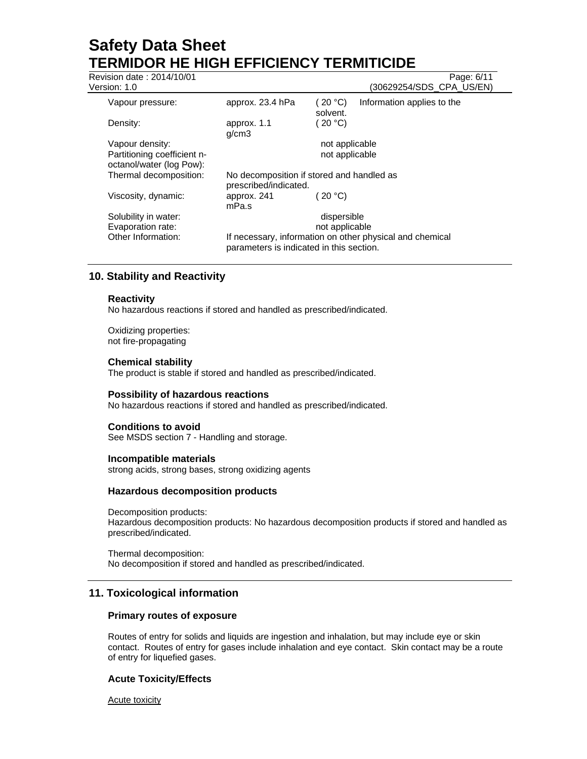| | | | |
|---|---|---|---|
| Vapour pressure: | approx. 23.4 hPa | ( 20 °C) | Information applies to the solvent. |
| Density: | approx. 1.1 g/cm3 | ( 20 °C) | |
| Vapour density: | | not applicable | |
| Partitioning coefficient n-octanol/water (log Pow): | | not applicable | |
| Thermal decomposition: | No decomposition if stored and handled as prescribed/indicated. | | |
| Viscosity, dynamic: | approx. 241 mPa.s | ( 20 °C) | |
| Solubility in water: | | dispersible | |
| Evaporation rate: | | not applicable | |
| Other Information: | If necessary, information on other physical and chemical parameters is indicated in this section. | | |

## 10. Stability and Reactivity

### Reactivity

No hazardous reactions if stored and handled as prescribed/indicated.

Oxidizing properties:
not fire-propagating

### Chemical stability

The product is stable if stored and handled as prescribed/indicated.

### Possibility of hazardous reactions

No hazardous reactions if stored and handled as prescribed/indicated.

### Conditions to avoid

See MSDS section 7 - Handling and storage.

### Incompatible materials

strong acids, strong bases, strong oxidizing agents

### Hazardous decomposition products

Decomposition products:
Hazardous decomposition products: No hazardous decomposition products if stored and handled as prescribed/indicated.

Thermal decomposition:
No decomposition if stored and handled as prescribed/indicated.

## 11. Toxicological information

### Primary routes of exposure

Routes of entry for solids and liquids are ingestion and inhalation, but may include eye or skin contact. Routes of entry for gases include inhalation and eye contact. Skin contact may be a route of entry for liquefied gases.

### Acute Toxicity/Effects

Acute toxicity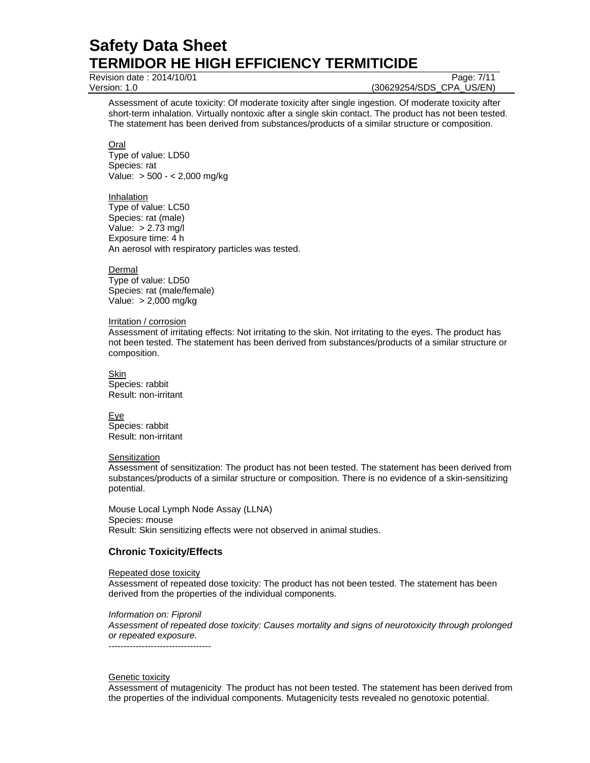Assessment of acute toxicity: Of moderate toxicity after single ingestion. Of moderate toxicity after short-term inhalation. Virtually nontoxic after a single skin contact. The product has not been tested. The statement has been derived from substances/products of a similar structure or composition.

Oral
Type of value: LD50
Species: rat
Value: > 500 - < 2,000 mg/kg

Inhalation
Type of value: LC50
Species: rat (male)
Value: > 2.73 mg/l
Exposure time: 4 h
An aerosol with respiratory particles was tested.

Dermal
Type of value: LD50
Species: rat (male/female)
Value: > 2,000 mg/kg

Irritation / corrosion
Assessment of irritating effects: Not irritating to the skin. Not irritating to the eyes. The product has not been tested. The statement has been derived from substances/products of a similar structure or composition.

Skin
Species: rabbit
Result: non-irritant

Eye
Species: rabbit
Result: non-irritant

Sensitization
Assessment of sensitization: The product has not been tested. The statement has been derived from substances/products of a similar structure or composition. There is no evidence of a skin-sensitizing potential.

Mouse Local Lymph Node Assay (LLNA)
Species: mouse
Result: Skin sensitizing effects were not observed in animal studies.

## Chronic Toxicity/Effects

Repeated dose toxicity
Assessment of repeated dose toxicity: The product has not been tested. The statement has been derived from the properties of the individual components.

*Information on: Fipronil*
*Assessment of repeated dose toxicity: Causes mortality and signs of neurotoxicity through prolonged or repeated exposure.*
----------------------------------

Genetic toxicity
Assessment of mutagenicity: The product has not been tested. The statement has been derived from the properties of the individual components. Mutagenicity tests revealed no genotoxic potential.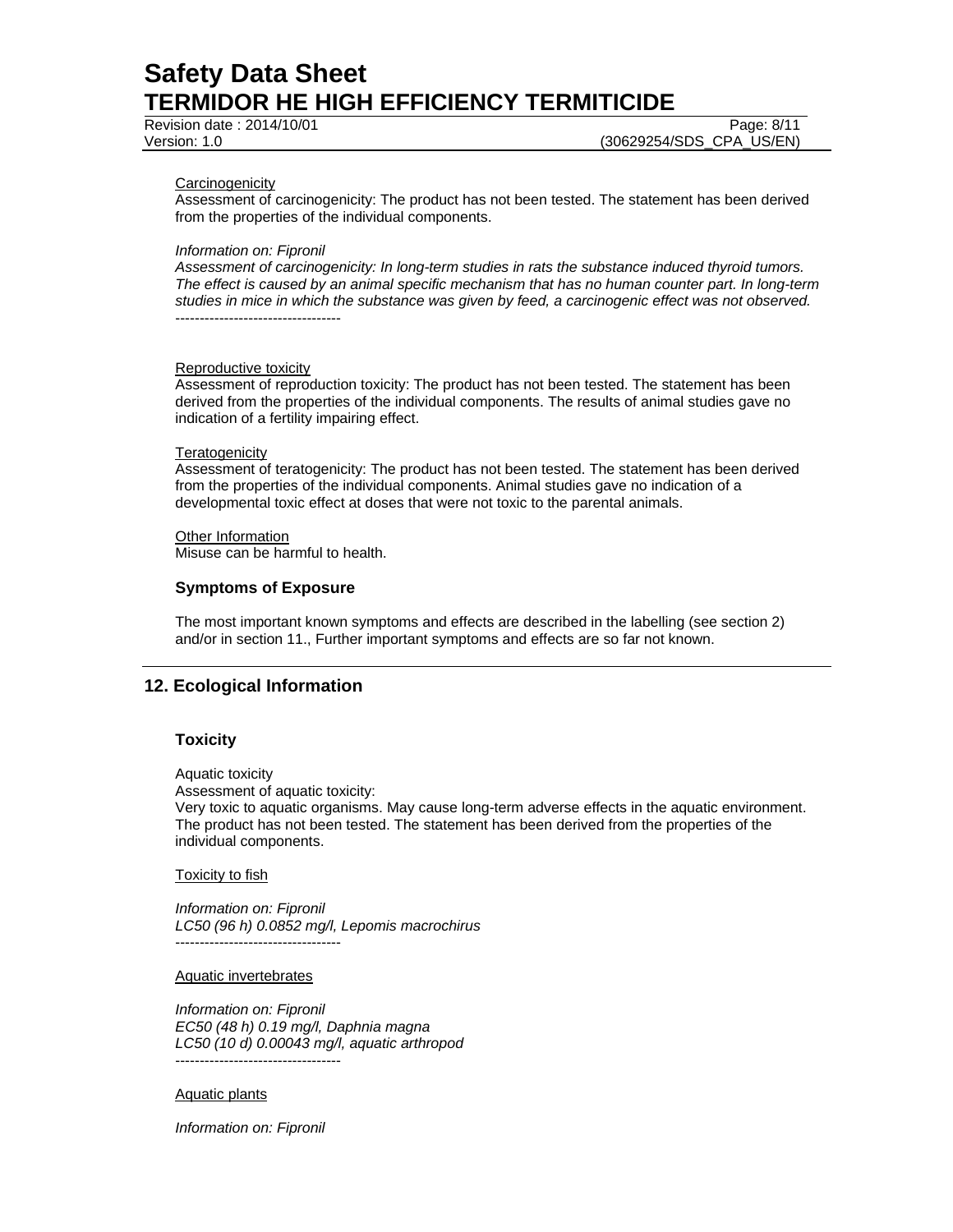Carcinogenicity

Assessment of carcinogenicity: The product has not been tested. The statement has been derived from the properties of the individual components.

*Information on: Fipronil*
*Assessment of carcinogenicity: In long-term studies in rats the substance induced thyroid tumors. The effect is caused by an animal specific mechanism that has no human counter part. In long-term studies in mice in which the substance was given by feed, a carcinogenic effect was not observed.*
----------------------------------

Reproductive toxicity

Assessment of reproduction toxicity: The product has not been tested. The statement has been derived from the properties of the individual components. The results of animal studies gave no indication of a fertility impairing effect.

Teratogenicity

Assessment of teratogenicity: The product has not been tested. The statement has been derived from the properties of the individual components. Animal studies gave no indication of a developmental toxic effect at doses that were not toxic to the parental animals.

Other Information

Misuse can be harmful to health.

### Symptoms of Exposure

The most important known symptoms and effects are described in the labelling (see section 2) and/or in section 11., Further important symptoms and effects are so far not known.

## 12. Ecological Information

### Toxicity

Aquatic toxicity
Assessment of aquatic toxicity:
Very toxic to aquatic organisms. May cause long-term adverse effects in the aquatic environment. The product has not been tested. The statement has been derived from the properties of the individual components.

Toxicity to fish

*Information on: Fipronil*
*LC50 (96 h) 0.0852 mg/l, Lepomis macrochirus*
----------------------------------

Aquatic invertebrates

*Information on: Fipronil*
*EC50 (48 h) 0.19 mg/l, Daphnia magna*
*LC50 (10 d) 0.00043 mg/l, aquatic arthropod*
----------------------------------

Aquatic plants

*Information on: Fipronil*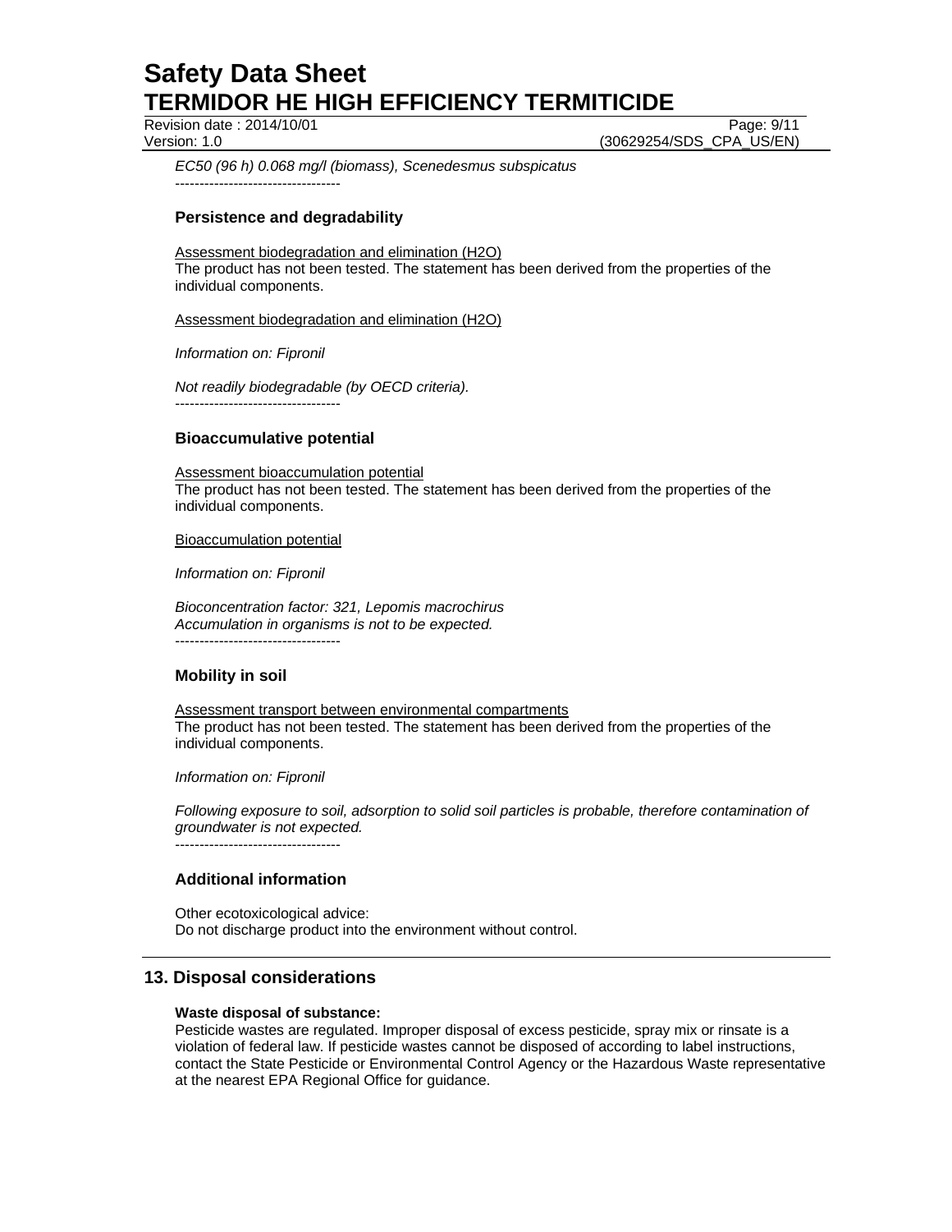*EC50 (96 h) 0.068 mg/l (biomass), Scenedesmus subspicatus*
----------------------------------

### Persistence and degradability

Assessment biodegradation and elimination ($H_2O$)
The product has not been tested. The statement has been derived from the properties of the individual components.

Assessment biodegradation and elimination ($H_2O$)

*Information on: Fipronil*

*Not readily biodegradable (by OECD criteria).*
----------------------------------

### Bioaccumulative potential

Assessment bioaccumulation potential
The product has not been tested. The statement has been derived from the properties of the individual components.

Bioaccumulation potential

*Information on: Fipronil*

*Bioconcentration factor: 321, Lepomis macrochirus*
*Accumulation in organisms is not to be expected.*
----------------------------------

### Mobility in soil

Assessment transport between environmental compartments
The product has not been tested. The statement has been derived from the properties of the individual components.

*Information on: Fipronil*

*Following exposure to soil, adsorption to solid soil particles is probable, therefore contamination of groundwater is not expected.*
----------------------------------

### Additional information

Other ecotoxicological advice:
Do not discharge product into the environment without control.

## 13. Disposal considerations

**Waste disposal of substance:**
Pesticide wastes are regulated. Improper disposal of excess pesticide, spray mix or rinsate is a violation of federal law. If pesticide wastes cannot be disposed of according to label instructions, contact the State Pesticide or Environmental Control Agency or the Hazardous Waste representative at the nearest EPA Regional Office for guidance.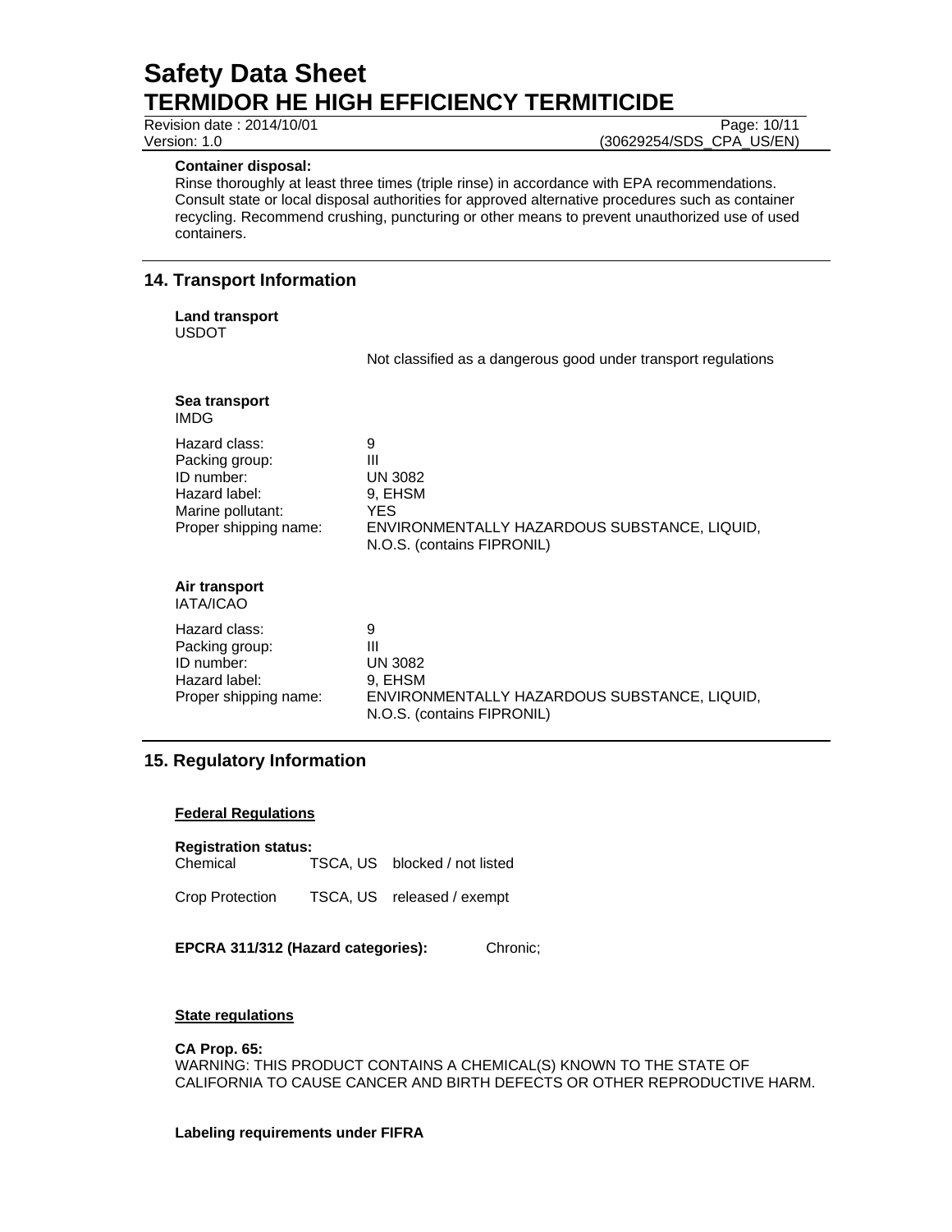**Container disposal:**

Rinse thoroughly at least three times (triple rinse) in accordance with EPA recommendations. Consult state or local disposal authorities for approved alternative procedures such as container recycling. Recommend crushing, puncturing or other means to prevent unauthorized use of used containers.

## 14. Transport Information

**Land transport**
USDOT

Not classified as a dangerous good under transport regulations

**Sea transport**
IMDG

| | |
|---|---|
| Hazard class: | 9 |
| Packing group: | III |
| ID number: | UN 3082 |
| Hazard label: | 9, EHSM |
| Marine pollutant: | YES |
| Proper shipping name: | ENVIRONMENTALLY HAZARDOUS SUBSTANCE, LIQUID, N.O.S. (contains FIPRONIL) |

**Air transport**
IATA/ICAO

| | |
|---|---|
| Hazard class: | 9 |
| Packing group: | III |
| ID number: | UN 3082 |
| Hazard label: | 9, EHSM |
| Proper shipping name: | ENVIRONMENTALLY HAZARDOUS SUBSTANCE, LIQUID, N.O.S. (contains FIPRONIL) |

## 15. Regulatory Information

**Federal Regulations**

**Registration status:**

| | | |
|---|---|---|
| Chemical | TSCA, US | blocked / not listed |
| Crop Protection | TSCA, US | released / exempt |

**EPCRA 311/312 (Hazard categories):** Chronic;

**State regulations**

**CA Prop. 65:**
WARNING: THIS PRODUCT CONTAINS A CHEMICAL(S) KNOWN TO THE STATE OF CALIFORNIA TO CAUSE CANCER AND BIRTH DEFECTS OR OTHER REPRODUCTIVE HARM.

**Labeling requirements under FIFRA**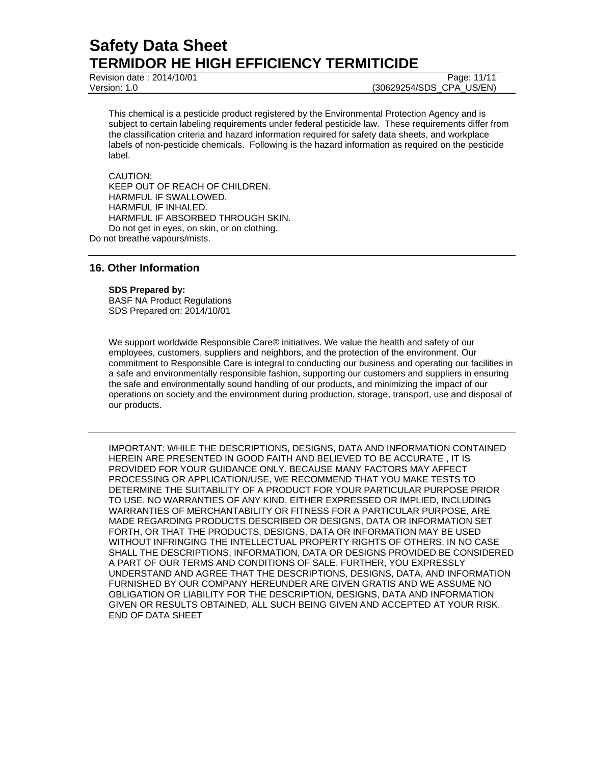This chemical is a pesticide product registered by the Environmental Protection Agency and is subject to certain labeling requirements under federal pesticide law. These requirements differ from the classification criteria and hazard information required for safety data sheets, and workplace labels of non-pesticide chemicals. Following is the hazard information as required on the pesticide label.

CAUTION:
KEEP OUT OF REACH OF CHILDREN.
HARMFUL IF SWALLOWED.
HARMFUL IF INHALED.
HARMFUL IF ABSORBED THROUGH SKIN.
Do not get in eyes, on skin, or on clothing.
Do not breathe vapours/mists.

## 16. Other Information

**SDS Prepared by:**
BASF NA Product Regulations
SDS Prepared on: 2014/10/01

We support worldwide Responsible Care® initiatives. We value the health and safety of our employees, customers, suppliers and neighbors, and the protection of the environment. Our commitment to Responsible Care is integral to conducting our business and operating our facilities in a safe and environmentally responsible fashion, supporting our customers and suppliers in ensuring the safe and environmentally sound handling of our products, and minimizing the impact of our operations on society and the environment during production, storage, transport, use and disposal of our products.

---

IMPORTANT: WHILE THE DESCRIPTIONS, DESIGNS, DATA AND INFORMATION CONTAINED HEREIN ARE PRESENTED IN GOOD FAITH AND BELIEVED TO BE ACCURATE , IT IS PROVIDED FOR YOUR GUIDANCE ONLY. BECAUSE MANY FACTORS MAY AFFECT PROCESSING OR APPLICATION/USE, WE RECOMMEND THAT YOU MAKE TESTS TO DETERMINE THE SUITABILITY OF A PRODUCT FOR YOUR PARTICULAR PURPOSE PRIOR TO USE. NO WARRANTIES OF ANY KIND, EITHER EXPRESSED OR IMPLIED, INCLUDING WARRANTIES OF MERCHANTABILITY OR FITNESS FOR A PARTICULAR PURPOSE, ARE MADE REGARDING PRODUCTS DESCRIBED OR DESIGNS, DATA OR INFORMATION SET FORTH, OR THAT THE PRODUCTS, DESIGNS, DATA OR INFORMATION MAY BE USED WITHOUT INFRINGING THE INTELLECTUAL PROPERTY RIGHTS OF OTHERS. IN NO CASE SHALL THE DESCRIPTIONS, INFORMATION, DATA OR DESIGNS PROVIDED BE CONSIDERED A PART OF OUR TERMS AND CONDITIONS OF SALE. FURTHER, YOU EXPRESSLY UNDERSTAND AND AGREE THAT THE DESCRIPTIONS, DESIGNS, DATA, AND INFORMATION FURNISHED BY OUR COMPANY HEREUNDER ARE GIVEN GRATIS AND WE ASSUME NO OBLIGATION OR LIABILITY FOR THE DESCRIPTION, DESIGNS, DATA AND INFORMATION GIVEN OR RESULTS OBTAINED, ALL SUCH BEING GIVEN AND ACCEPTED AT YOUR RISK.
END OF DATA SHEET